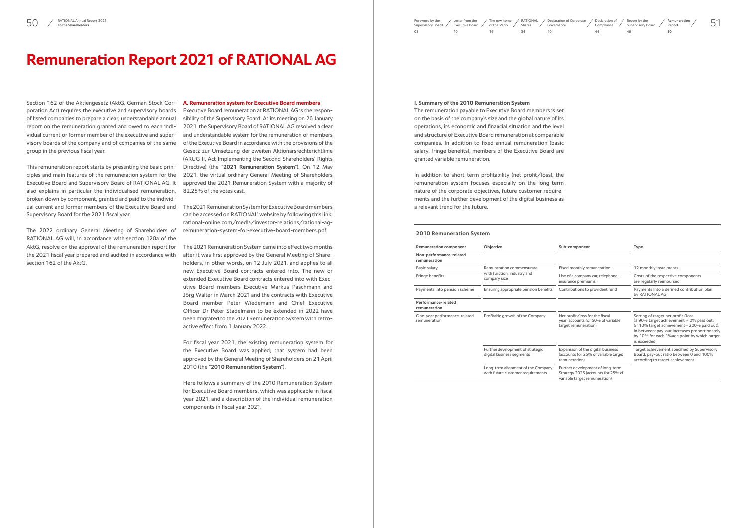# Remuneration Report 2021 of RATIONAL AG

Section 162 of the Aktiengesetz (AktG, German Stock Corporation Act) requires the executive and supervisory boards of listed companies to prepare a clear, understandable annual report on the remuneration granted and owed to each individual current or former member of the executive and supervisory boards of the company and of companies of the same group in the previous fiscal year.

This remuneration report starts by presenting the basic principles and main features of the remuneration system for the Executive Board and Supervisory Board of RATIONAL AG. It also explains in particular the individualised remuneration, broken down by component, granted and paid to the individual current and former members of the Executive Board and Supervisory Board for the 2021 fiscal year.

The 2022 ordinary General Meeting of Shareholders of RATIONAL AG will, in accordance with section 120a of the AktG, resolve on the approval of the remuneration report for the 2021 fiscal year prepared and audited in accordance with section 162 of the AktG.

**A. Remuneration system for Executive Board members**

Executive Board remuneration at RATIONAL AG is the responsibility of the Supervisory Board, At its meeting on 26 January 2021, the Supervisory Board of RATIONAL AG resolved a clear and understandable system for the remuneration of members of the Executive Board in accordance with the provisions of the Gesetz zur Umsetzung der zweiten Aktionärsrechterichtlinie (ARUG II, Act Implementing the Second Shareholders' Rights Directive) (the "**2021 Remuneration System**"). On 12 May 2021, the virtual ordinary General Meeting of Shareholders approved the 2021 Remuneration System with a majority of 82.25% of the votes cast.

The 2021 Remuneration System for Executive Board members can be accessed on RATIONAL' website by following this link: rational-online.com/media/investor-relations/rational-ag-remuneration-system-for-executive-board-members.pdf

The 2021 Remuneration System came into effect two months after it was first approved by the General Meeting of Shareholders, in other words, on 12 July 2021, and applies to all new Executive Board contracts entered into. The new or extended Executive Board contracts entered into with Executive Board members Executive Markus Paschmann and Jörg Walter in March 2021 and the contracts with Executive Board member Peter Wiedemann and Chief Executive Officer Dr Peter Stadelmann to be extended in 2022 have been migrated to the 2021 Remuneration System with retroactive effect from 1 January 2022.

For fiscal year 2021, the existing remuneration system for the Executive Board was applied; that system had been approved by the General Meeting of Shareholders on 21 April 2010 (the "**2010 Remuneration System**").

Here follows a summary of the 2010 Remuneration System for Executive Board members, which was applicable in fiscal year 2021, and a description of the individual remuneration components in fiscal year 2021.

**I. Summary of the 2010 Remuneration System**

The remuneration payable to Executive Board members is set on the basis of the company's size and the global nature of its operations, its economic and financial situation and the level and structure of Executive Board remuneration at comparable companies. In addition to fixed annual remuneration (basic salary, fringe benefits), members of the Executive Board are granted variable remuneration.

In addition to short-term profitability (net profit/loss), the remuneration system focuses especially on the long-term nature of the corporate objectives, future customer requirements and the further development of the digital business as a relevant trend for the future.

**2010 Remuneration System**

| Remuneration component | Objective | Sub-component | Type |
|---|---|---|---|
| **Non-performance-related remuneration** | | | |
| Basic salary | Remuneration commensurate with function, industry and company size | Fixed monthly remuneration | 12 monthly instalments |
| Fringe benefits | | Use of a company car, telephone, insurance premiums | Costs of the respective components are regularly reimbursed |
| Payments into pension scheme | Ensuring appropriate pension benefits | Contributions to provident fund | Payments into a defined contribution plan by RATIONAL AG |
| **Performance-related remuneration** | | | |
| One-year performance-related remuneration | Profitable growth of the Company | Net profit/loss for the fiscal year (accounts for 50% of variable target remuneration) | Setting of target net profit/loss (≤ 90% target achievement → 0% paid out; ≥110% target achievement→ 200% paid out), in between: pay-out increases proportionately by 10% for each 1%age point by which target is exceeded |
| | Further development of strategic digital business segments | Expansion of the digital business (accounts for 25% of variable target remuneration) | Target achievement specified by Supervisory Board, pay-out ratio between 0 and 100% according to target achievement |
| | Long-term alignment of the Company with future customer requirements | Further development of long-term Strategy 2025 (accounts for 25% of variable target remuneration) | |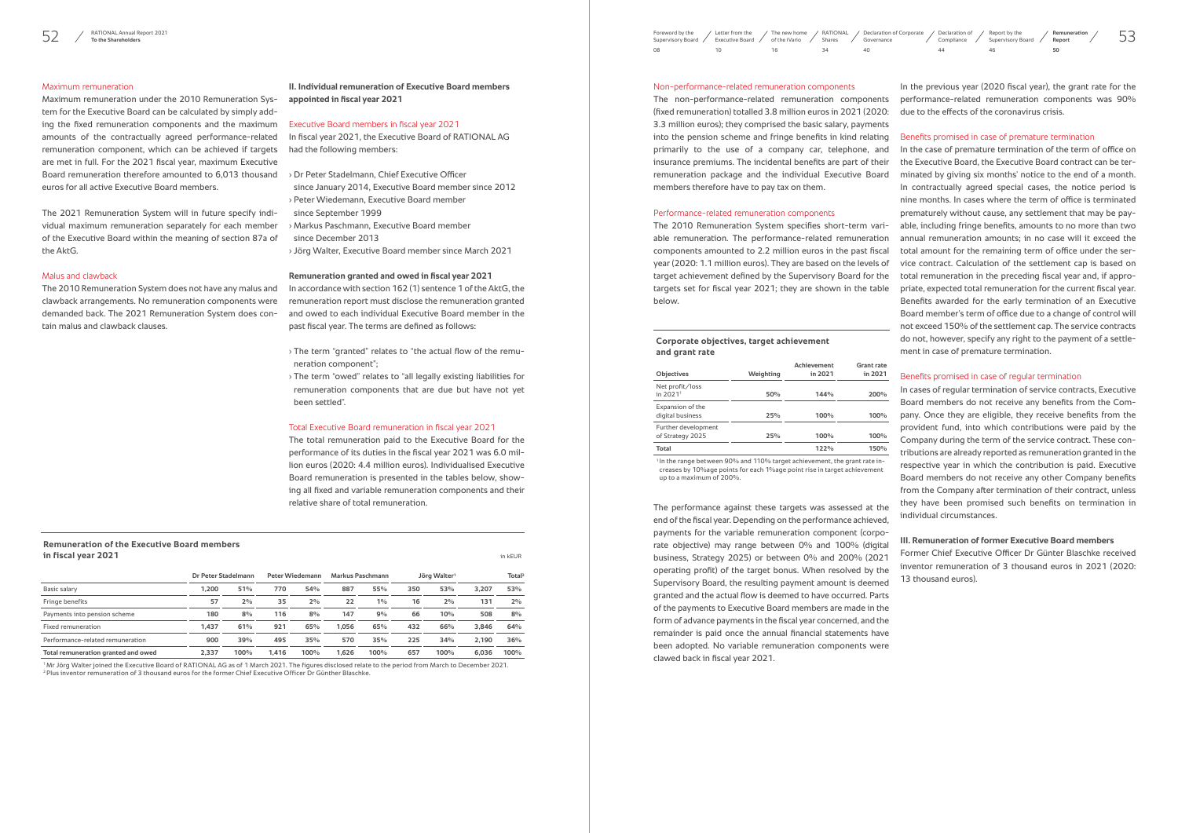## Maximum remuneration

Maximum remuneration under the 2010 Remuneration System for the Executive Board can be calculated by simply adding the fixed remuneration components and the maximum amounts of the contractually agreed performance-related remuneration component, which can be achieved if targets are met in full. For the 2021 fiscal year, maximum Executive Board remuneration therefore amounted to 6,013 thousand euros for all active Executive Board members.

The 2021 Remuneration System will in future specify individual maximum remuneration separately for each member of the Executive Board within the meaning of section 87a of the AktG.

## Malus and clawback

The 2010 Remuneration System does not have any malus and clawback arrangements. No remuneration components were demanded back. The 2021 Remuneration System does contain malus and clawback clauses.

## II. Individual remuneration of Executive Board members appointed in fiscal year 2021

### Executive Board members in fiscal year 2021

In fiscal year 2021, the Executive Board of RATIONAL AG had the following members:

- Dr Peter Stadelmann, Chief Executive Officer since January 2014, Executive Board member since 2012
- Peter Wiedemann, Executive Board member since September 1999
- Markus Paschmann, Executive Board member since December 2013
- Jörg Walter, Executive Board member since March 2021

**Remuneration granted and owed in fiscal year 2021**

In accordance with section 162 (1) sentence 1 of the AktG, the remuneration report must disclose the remuneration granted and owed to each individual Executive Board member in the past fiscal year. The terms are defined as follows:

- The term "granted" relates to "the actual flow of the remuneration component";
- The term "owed" relates to "all legally existing liabilities for remuneration components that are due but have not yet been settled".

### Total Executive Board remuneration in fiscal year 2021

The total remuneration paid to the Executive Board for the performance of its duties in the fiscal year 2021 was 6.0 million euros (2020: 4.4 million euros). Individualised Executive Board remuneration is presented in the tables below, showing all fixed and variable remuneration components and their relative share of total remuneration.

**Remuneration of the Executive Board members in fiscal year 2021**

in kEUR

| | Dr Peter Stadelmann | | Peter Wiedemann | | Markus Paschmann | | Jörg Walter[1] | | Total[2] | |
|---|---|---|---|---|---|---|---|---|---|---|
| Basic salary | 1,200 | 51% | 770 | 54% | 887 | 55% | 350 | 53% | 3,207 | 53% |
| Fringe benefits | 57 | 2% | 35 | 2% | 22 | 1% | 16 | 2% | 131 | 2% |
| Payments into pension scheme | 180 | 8% | 116 | 8% | 147 | 9% | 66 | 10% | 508 | 8% |
| Fixed remuneration | 1,437 | 61% | 921 | 65% | 1,056 | 65% | 432 | 66% | 3,846 | 64% |
| Performance-related remuneration | 900 | 39% | 495 | 35% | 570 | 35% | 225 | 34% | 2,190 | 36% |
| **Total remuneration granted and owed** | **2,337** | **100%** | **1,416** | **100%** | **1,626** | **100%** | **657** | **100%** | **6,036** | **100%** |

[1] Mr Jörg Walter joined the Executive Board of RATIONAL AG as of 1 March 2021. The figures disclosed relate to the period from March to December 2021.
[2] Plus inventor remuneration of 3 thousand euros for the former Chief Executive Officer Dr Günther Blaschke.

## Non-performance-related remuneration components

The non-performance-related remuneration components (fixed remuneration) totalled 3.8 million euros in 2021 (2020: 3.3 million euros); they comprised the basic salary, payments into the pension scheme and fringe benefits in kind relating primarily to the use of a company car, telephone, and insurance premiums. The incidental benefits are part of their remuneration package and the individual Executive Board members therefore have to pay tax on them.

## Performance-related remuneration components

The 2010 Remuneration System specifies short-term variable remuneration. The performance-related remuneration components amounted to 2.2 million euros in the past fiscal year (2020: 1.1 million euros). They are based on the levels of target achievement defined by the Supervisory Board for the targets set for fiscal year 2021; they are shown in the table below.

**Corporate objectives, target achievement and grant rate**

| Objectives | Weighting | Achievement in 2021 | Grant rate in 2021 |
|---|---|---|---|
| Net profit/loss in 2021[1] | 50% | 144% | 200% |
| Expansion of the digital business | 25% | 100% | 100% |
| Further development of Strategy 2025 | 25% | 100% | 100% |
| **Total** | | **122%** | **150%** |

[1] In the range between 90% and 110% target achievement, the grant rate increases by 10%age points for each 1%age point rise in target achievement up to a maximum of 200%.

The performance against these targets was assessed at the end of the fiscal year. Depending on the performance achieved, payments for the variable remuneration component (corporate objective) may range between 0% and 100% (digital business, Strategy 2025) or between 0% and 200% (2021 operating profit) of the target bonus. When resolved by the Supervisory Board, the resulting payment amount is deemed granted and the actual flow is deemed to have occurred. Parts of the payments to Executive Board members are made in the form of advance payments in the fiscal year concerned, and the remainder is paid once the annual financial statements have been adopted. No variable remuneration components were clawed back in fiscal year 2021.

In the previous year (2020 fiscal year), the grant rate for the performance-related remuneration components was 90% due to the effects of the coronavirus crisis.

## Benefits promised in case of premature termination

In the case of premature termination of the term of office on the Executive Board, the Executive Board contract can be terminated by giving six months' notice to the end of a month. In contractually agreed special cases, the notice period is nine months. In cases where the term of office is terminated prematurely without cause, any settlement that may be payable, including fringe benefits, amounts to no more than two annual remuneration amounts; in no case will it exceed the total amount for the remaining term of office under the service contract. Calculation of the settlement cap is based on total remuneration in the preceding fiscal year and, if appropriate, expected total remuneration for the current fiscal year. Benefits awarded for the early termination of an Executive Board member's term of office due to a change of control will not exceed 150% of the settlement cap. The service contracts do not, however, specify any right to the payment of a settlement in case of premature termination.

## Benefits promised in case of regular termination

In cases of regular termination of service contracts, Executive Board members do not receive any benefits from the Company. Once they are eligible, they receive benefits from the provident fund, into which contributions were paid by the Company during the term of the service contract. These contributions are already reported as remuneration granted in the respective year in which the contribution is paid. Executive Board members do not receive any other Company benefits from the Company after termination of their contract, unless they have been promised such benefits on termination in individual circumstances.

## III. Remuneration of former Executive Board members

Former Chief Executive Officer Dr Günter Blaschke received inventor remuneration of 3 thousand euros in 2021 (2020: 13 thousand euros).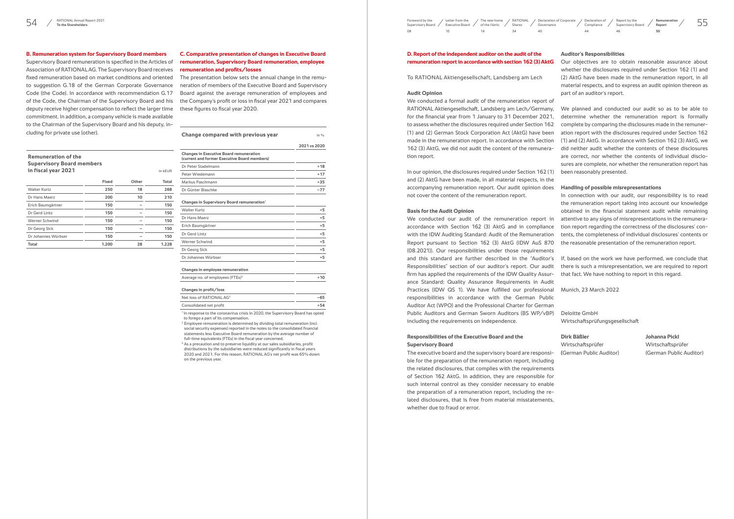## B. Remuneration system for Supervisory Board members

Supervisory Board remuneration is specified in the Articles of Association of RATIONAL AG. The Supervisory Board receives fixed remuneration based on market conditions and oriented to suggestion G.18 of the German Corporate Governance Code (the Code). In accordance with recommendation G.17 of the Code, the Chairman of the Supervisory Board and his deputy receive higher compensation to reflect the larger time commitment. In addition, a company vehicle is made available to the Chairman of the Supervisory Board and his deputy, including for private use (other).

**Remuneration of the Supervisory Board members in fiscal year 2021** (in kEUR)

| | Fixed | Other | Total |
|---|---|---|---|
| Walter Kurtz | 250 | 18 | 268 |
| Dr Hans Maerz | 200 | 10 | 210 |
| Erich Baumgärtner | 150 | – | 150 |
| Dr Gerd Lintz | 150 | – | 150 |
| Werner Schwind | 150 | – | 150 |
| Dr Georg Sick | 150 | – | 150 |
| Dr Johannes Würbser | 150 | – | 150 |
| **Total** | **1,200** | **28** | **1,228** |

## C. Comparative presentation of changes in Executive Board remuneration, Supervisory Board remuneration, employee remuneration and profits/losses

The presentation below sets the annual change in the remuneration of members of the Executive Board and Supervisory Board against the average remuneration of employees and the Company's profit or loss in fiscal year 2021 and compares these figures to fiscal year 2020.

**Change compared with previous year** (in %)

| | 2021 vs 2020 |
|---|---|
| **Changes in Executive Board remuneration (current and former Executive Board members)** | |
| Dr Peter Stadelmann | +18 |
| Peter Wiedemann | +17 |
| Markus Paschmann | +35 |
| Dr Günter Blaschke | –77 |
| **Changes in Supervisory Board remuneration**[1] | |
| Walter Kurtz | +5 |
| Dr Hans Maerz | +5 |
| Erich Baumgärtner | +5 |
| Dr Gerd Lintz | +5 |
| Werner Schwind | +5 |
| Dr Georg Sick | +5 |
| Dr Johannes Würbser | +5 |
| **Changes in employee remuneration** | |
| Average no. of employees (FTEs)[2] | +10 |
| **Changes in profit/loss** | |
| Net loss of RATIONAL AG[3] | –65 |
| Consolidated net profit | +54 |

[1] In response to the coronavirus crisis in 2020, the Supervisory Board has opted to forego a part of its compensation.

[2] Employee remuneration is determined by dividing total remuneration (incl. social security expenses) reported in the notes to the consolidated financial statements less Executive Board remuneration by the average number of full-time equivalents (FTEs) in the fiscal year concerned.

[3] As a precaution and to preserve liquidity at our sales subsidiaries, profit distributions by the subsidiaries were reduced significantly in fiscal years 2020 and 2021. For this reason, RATIONAL AG's net profit was 65% down on the previous year.

## D. Report of the independent auditor on the audit of the remuneration report in accordance with section 162 (3) AktG

To RATIONAL Aktiengesellschaft, Landsberg am Lech

### Audit Opinion

We conducted a formal audit of the remuneration report of RATIONAL Aktiengesellschaft, Landsberg am Lech/Germany, for the financial year from 1 January to 31 December 2021, to assess whether the disclosures required under Section 162 (1) and (2) German Stock Corporation Act (AktG) have been made in the remuneration report. In accordance with Section 162 (3) AktG, we did not audit the content of the remuneration report.

In our opinion, the disclosures required under Section 162 (1) and (2) AktG have been made, in all material respects, in the accompanying remuneration report. Our audit opinion does not cover the content of the remuneration report.

### Basis for the Audit Opinion

We conducted our audit of the remuneration report in accordance with Section 162 (3) AktG and in compliance with the IDW Auditing Standard: Audit of the Remuneration Report pursuant to Section 162 (3) AktG (IDW AuS 870 (08.2021)). Our responsibilities under those requirements and this standard are further described in the "Auditor's Responsibilities" section of our auditor's report. Our audit firm has applied the requirements of the IDW Quality Assurance Standard: Quality Assurance Requirements in Audit Practices (IDW QS 1). We have fulfilled our professional responsibilities in accordance with the German Public Auditor Act (WPO) and the Professional Charter for German Public Auditors and German Sworn Auditors (BS WP/vBP) including the requirements on independence.

### Responsibilities of the Executive Board and the Supervisory Board

The executive board and the supervisory board are responsible for the preparation of the remuneration report, including the related disclosures, that complies with the requirements of Section 162 AktG. In addition, they are responsible for such internal control as they consider necessary to enable the preparation of a remuneration report, including the related disclosures, that is free from material misstatements, whether due to fraud or error.

### Auditor's Responsibilities

Our objectives are to obtain reasonable assurance about whether the disclosures required under Section 162 (1) and (2) AktG have been made in the remuneration report, in all material respects, and to express an audit opinion thereon as part of an auditor's report.

We planned and conducted our audit so as to be able to determine whether the remuneration report is formally complete by comparing the disclosures made in the remuneration report with the disclosures required under Section 162 (1) and (2) AktG. In accordance with Section 162 (3) AktG, we did neither audit whether the contents of these disclosures are correct, nor whether the contents of individual disclosures are complete, nor whether the remuneration report has been reasonably presented.

### Handling of possible misrepresentations

In connection with our audit, our responsibility is to read the remuneration report taking into account our knowledge obtained in the financial statement audit while remaining attentive to any signs of misrepresentations in the remuneration report regarding the correctness of the disclosures' contents, the completeness of individual disclosures' contents or the reasonable presentation of the remuneration report.

If, based on the work we have performed, we conclude that there is such a misrepresentation, we are required to report that fact. We have nothing to report in this regard.

Munich, 23 March 2022

Deloitte GmbH
Wirtschaftsprüfungsgesellschaft

**Dirk Bäßler**
Wirtschaftsprüfer
(German Public Auditor)

**Johanna Pickl**
Wirtschaftsprüfer
(German Public Auditor)